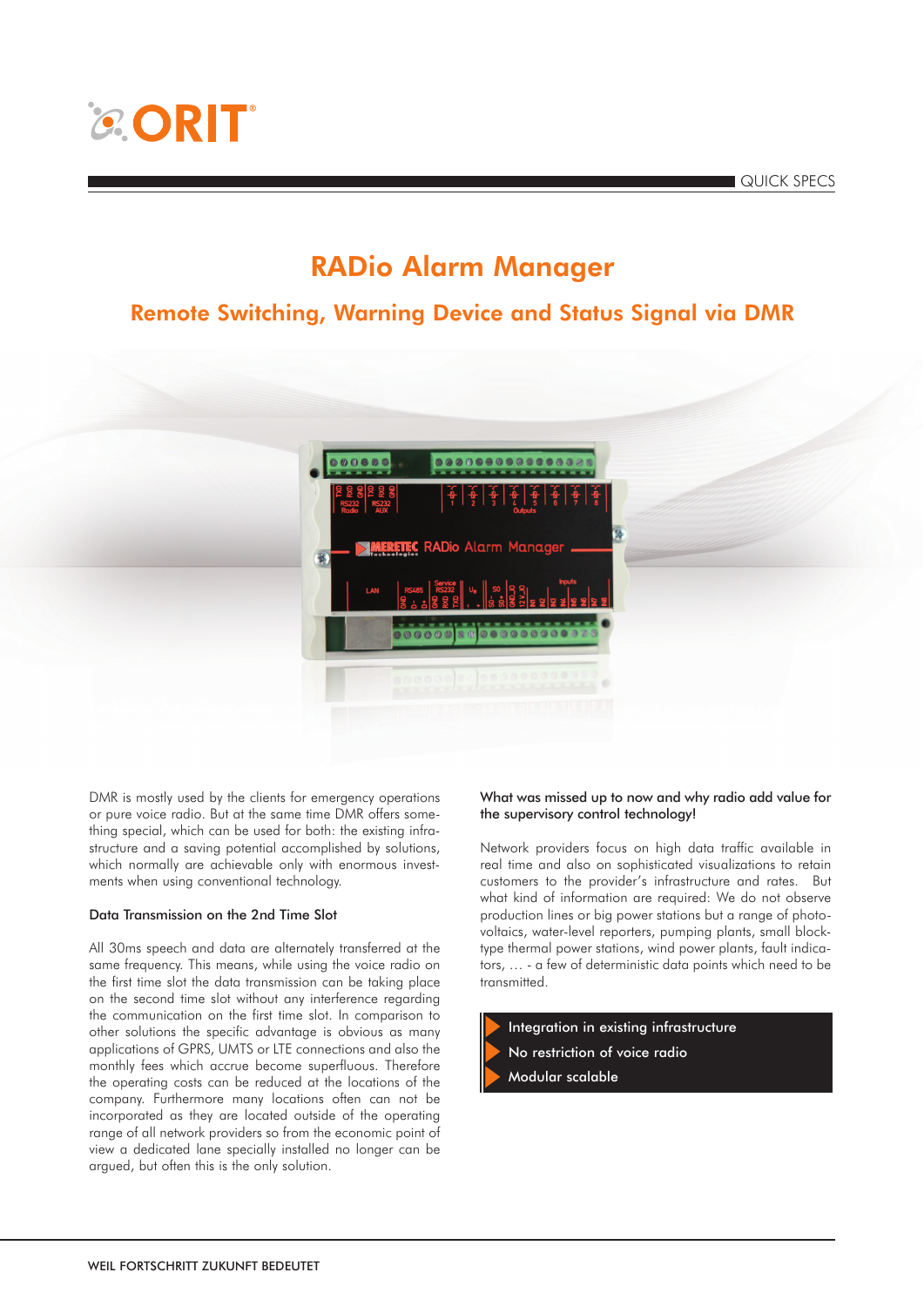QUICK SPECS

# RADio Alarm Manager

## Remote Switching, Warning Device and Status Signal via DMR

DMR is mostly used by the clients for emergency operations or pure voice radio. But at the same time DMR offers something special, which can be used for both: the existing infrastructure and a saving potential accomplished by solutions, which normally are achievable only with enormous investments when using conventional technology.

### Data Transmission on the 2nd Time Slot

All 30ms speech and data are alternately transferred at the same frequency. This means, while using the voice radio on the first time slot the data transmission can be taking place on the second time slot without any interference regarding the communication on the first time slot. In comparison to other solutions the specific advantage is obvious as many applications of GPRS, UMTS or LTE connections and also the monthly fees which accrue become superfluous. Therefore the operating costs can be reduced at the locations of the company. Furthermore many locations often can not be incorporated as they are located outside of the operating range of all network providers so from the economic point of view a dedicated lane specially installed no longer can be argued, but often this is the only solution.

### What was missed up to now and why radio add value for the supervisory control technology!

Network providers focus on high data traffic available in real time and also on sophisticated visualizations to retain customers to the provider's infrastructure and rates. But what kind of information are required: We do not observe production lines or big power stations but a range of photovoltaics, water-level reporters, pumping plants, small block-type thermal power stations, wind power plants, fault indicators, … - a few of deterministic data points which need to be transmitted.

- Integration in existing infrastructure
- No restriction of voice radio
- Modular scalable

WEIL FORTSCHRITT ZUKUNFT BEDEUTET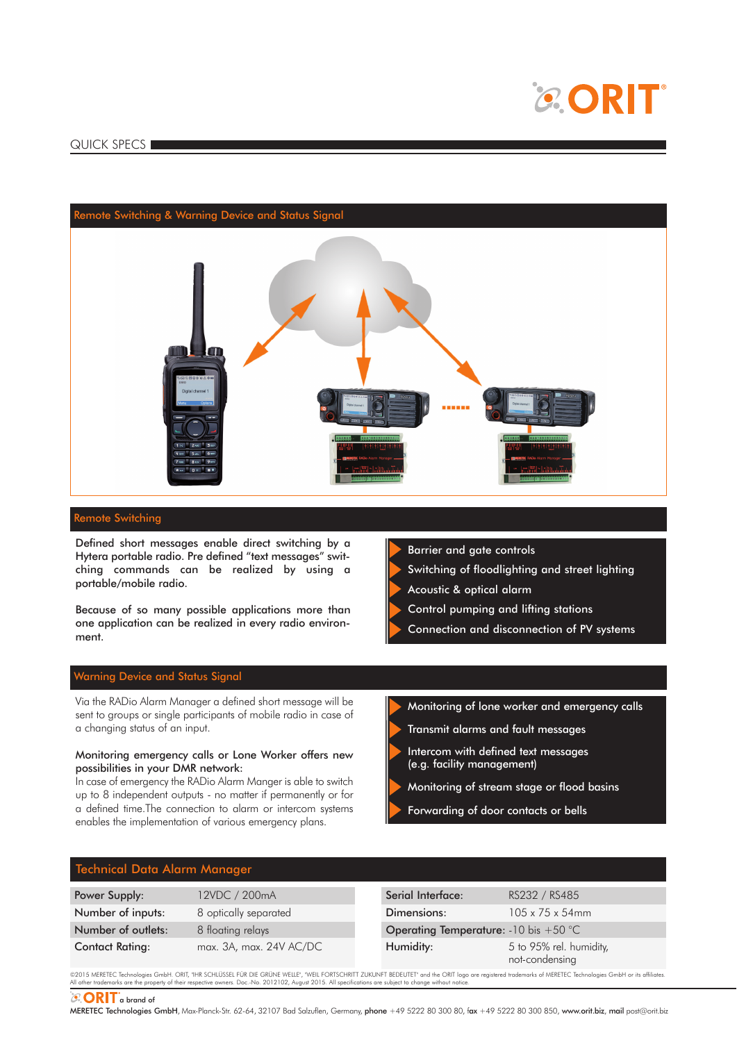QUICK SPECS

## Remote Switching & Warning Device and Status Signal

## Remote Switching

Defined short messages enable direct switching by a Hytera portable radio. Pre defined "text messages" switching commands can be realized by using a portable/mobile radio.

Because of so many possible applications more than one application can be realized in every radio environment.

- Barrier and gate controls
- Switching of floodlighting and street lighting
- Acoustic & optical alarm
- Control pumping and lifting stations
- Connection and disconnection of PV systems

## Warning Device and Status Signal

Via the RADio Alarm Manager a defined short message will be sent to groups or single participants of mobile radio in case of a changing status of an input.

Monitoring emergency calls or Lone Worker offers new possibilities in your DMR network:
In case of emergency the RADio Alarm Manger is able to switch up to 8 independent outputs - no matter if permanently or for a defined time.The connection to alarm or intercom systems enables the implementation of various emergency plans.

- Monitoring of lone worker and emergency calls
- Transmit alarms and fault messages
- Intercom with defined text messages (e.g. facility management)
- Monitoring of stream stage or flood basins
- Forwarding of door contacts or bells

## Technical Data Alarm Manager

| | |
|---|---|
| **Power Supply:** | 12VDC / 200mA |
| **Number of inputs:** | 8 optically separated |
| **Number of outlets:** | 8 floating relays |
| **Contact Rating:** | max. 3A, max. 24V AC/DC |
| **Serial Interface:** | RS232 / RS485 |
| **Dimensions:** | 105 x 75 x 54mm |
| **Operating Temperature:** | -10 bis +50 °C |
| **Humidity:** | 5 to 95% rel. humidity, not-condensing |

©2015 MERETEC Technologies GmbH. ORIT, "IHR SCHLÜSSEL FÜR DIE GRÜNE WELLE", "WEIL FORTSCHRITT ZUKUNFT BEDEUTET" and the ORIT logo are registered trademarks of MERETEC Technologies GmbH or its affiliates. All other trademarks are the property of their respective owners. Doc.-No. 2012102, August 2015. All specifications are subject to change without notice.

ORIT a brand of
**MERETEC Technologies GmbH**, Max-Planck-Str. 62-64, 32107 Bad Salzuflen, Germany, **phone** +49 5222 80 300 80, **fax** +49 5222 80 300 850, **www.orit.biz**, **mail** post@orit.biz